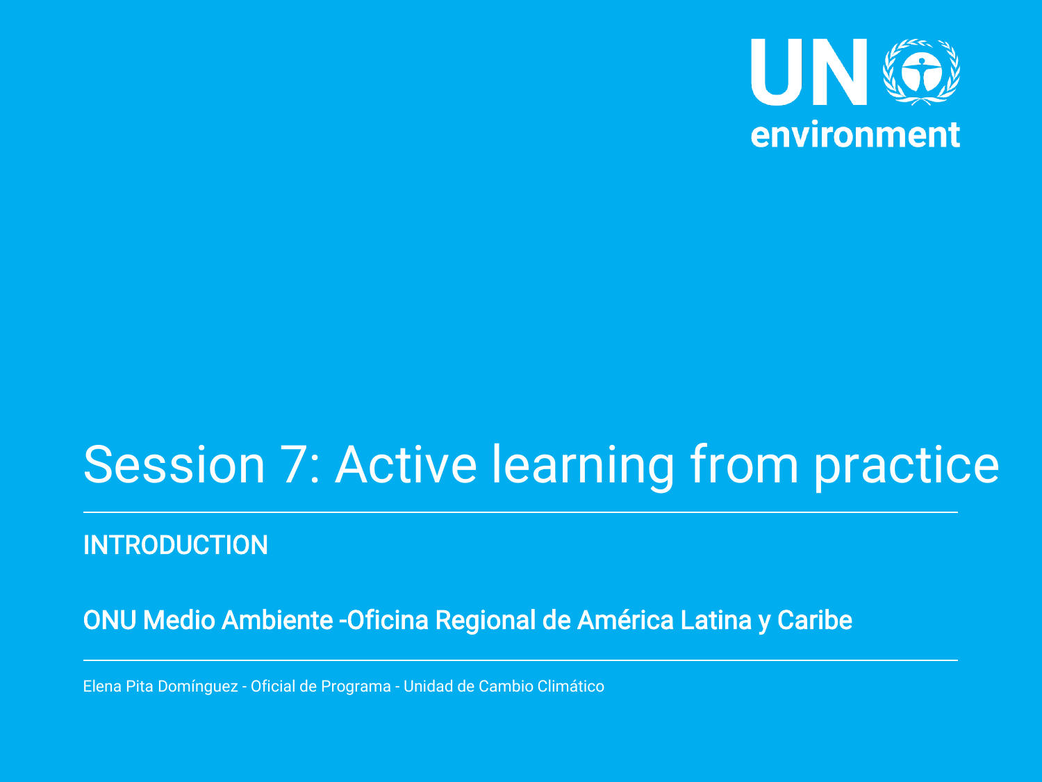UN environment

# Session 7: Active learning from practice

## INTRODUCTION

**ONU Medio Ambiente -Oficina Regional de América Latina y Caribe**

Elena Pita Domínguez - Oficial de Programa - Unidad de Cambio Climático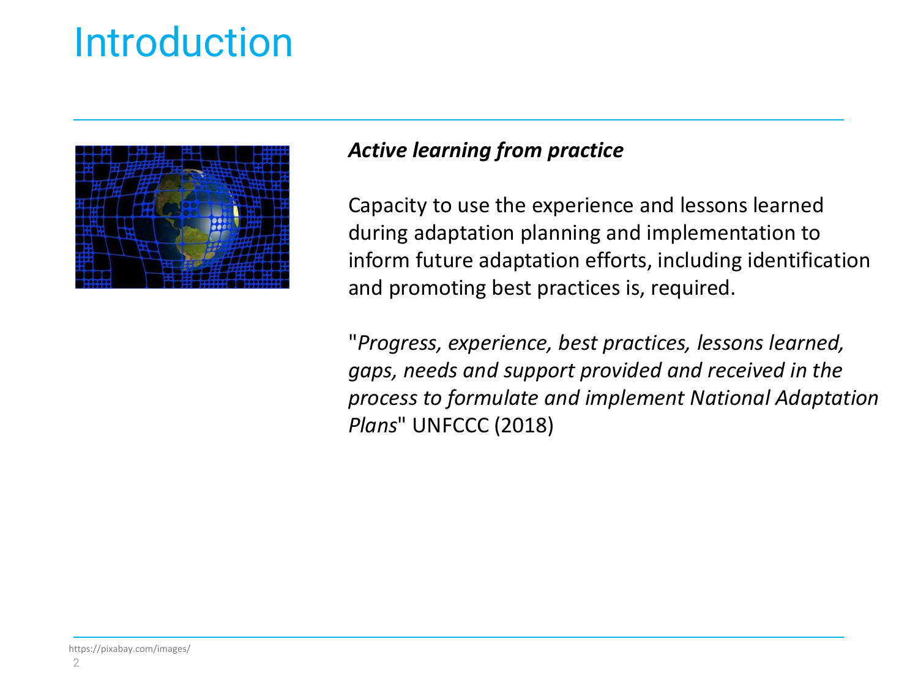# Introduction

***Active learning from practice***

Capacity to use the experience and lessons learned during adaptation planning and implementation to inform future adaptation efforts, including identification and promoting best practices is, required.

"*Progress, experience, best practices, lessons learned, gaps, needs and support provided and received in the process to formulate and implement National Adaptation Plans*" UNFCCC (2018)

https://pixabay.com/images/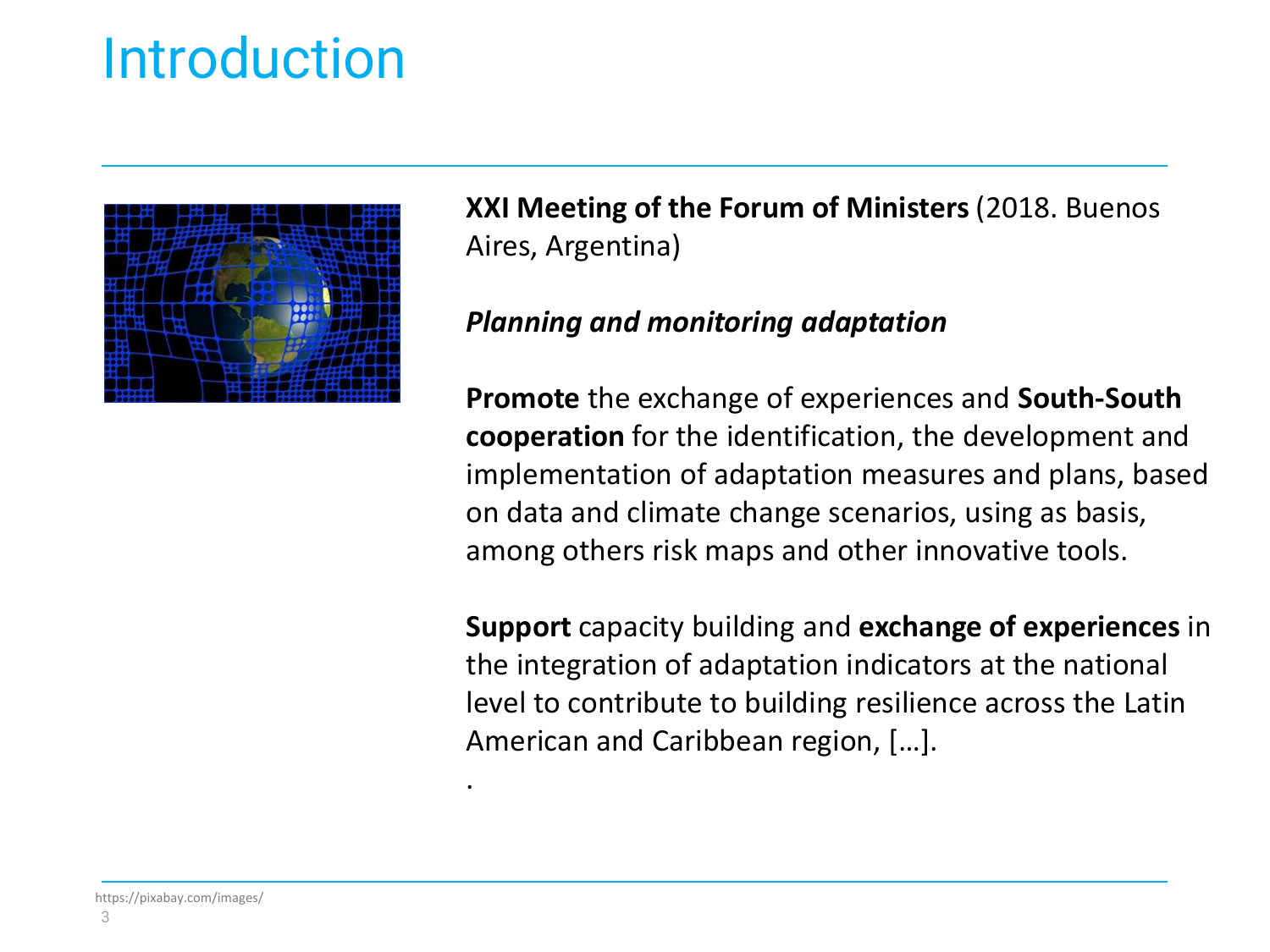# Introduction

**XXI Meeting of the Forum of Ministers** (2018. Buenos Aires, Argentina)

***Planning and monitoring adaptation***

**Promote** the exchange of experiences and **South-South cooperation** for the identification, the development and implementation of adaptation measures and plans, based on data and climate change scenarios, using as basis, among others risk maps and other innovative tools.

**Support** capacity building and **exchange of experiences** in the integration of adaptation indicators at the national level to contribute to building resilience across the Latin American and Caribbean region, […].

.

https://pixabay.com/images/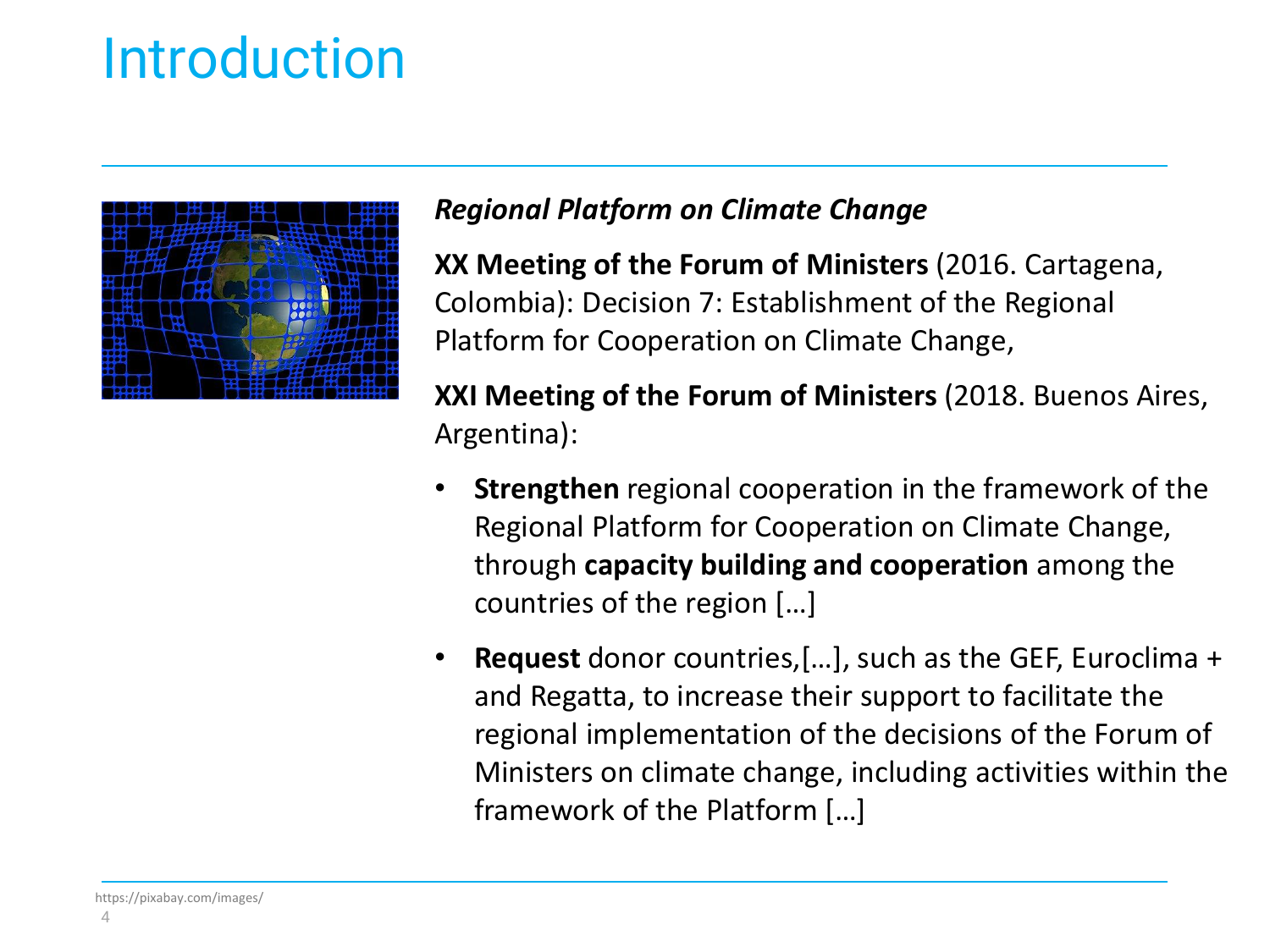# Introduction

***Regional Platform on Climate Change***

**XX Meeting of the Forum of Ministers** (2016. Cartagena, Colombia): Decision 7: Establishment of the Regional Platform for Cooperation on Climate Change,

**XXI Meeting of the Forum of Ministers** (2018. Buenos Aires, Argentina):

- **Strengthen** regional cooperation in the framework of the Regional Platform for Cooperation on Climate Change, through **capacity building and cooperation** among the countries of the region […]
- **Request** donor countries,[…], such as the GEF, Euroclima + and Regatta, to increase their support to facilitate the regional implementation of the decisions of the Forum of Ministers on climate change, including activities within the framework of the Platform […]

https://pixabay.com/images/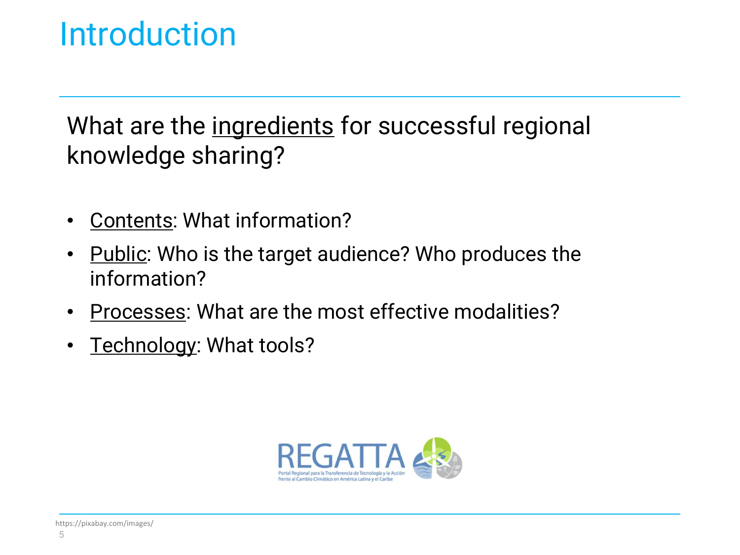# Introduction

What are the <u>ingredients</u> for successful regional knowledge sharing?

- <u>Contents</u>: What information?
- <u>Public</u>: Who is the target audience? Who produces the information?
- <u>Processes</u>: What are the most effective modalities?
- <u>Technology</u>: What tools?

REGATTA
Portal Regional para la Transferencia de Tecnología y la Acción frente al Cambio Climático en América Latina y el Caribe

https://pixabay.com/images/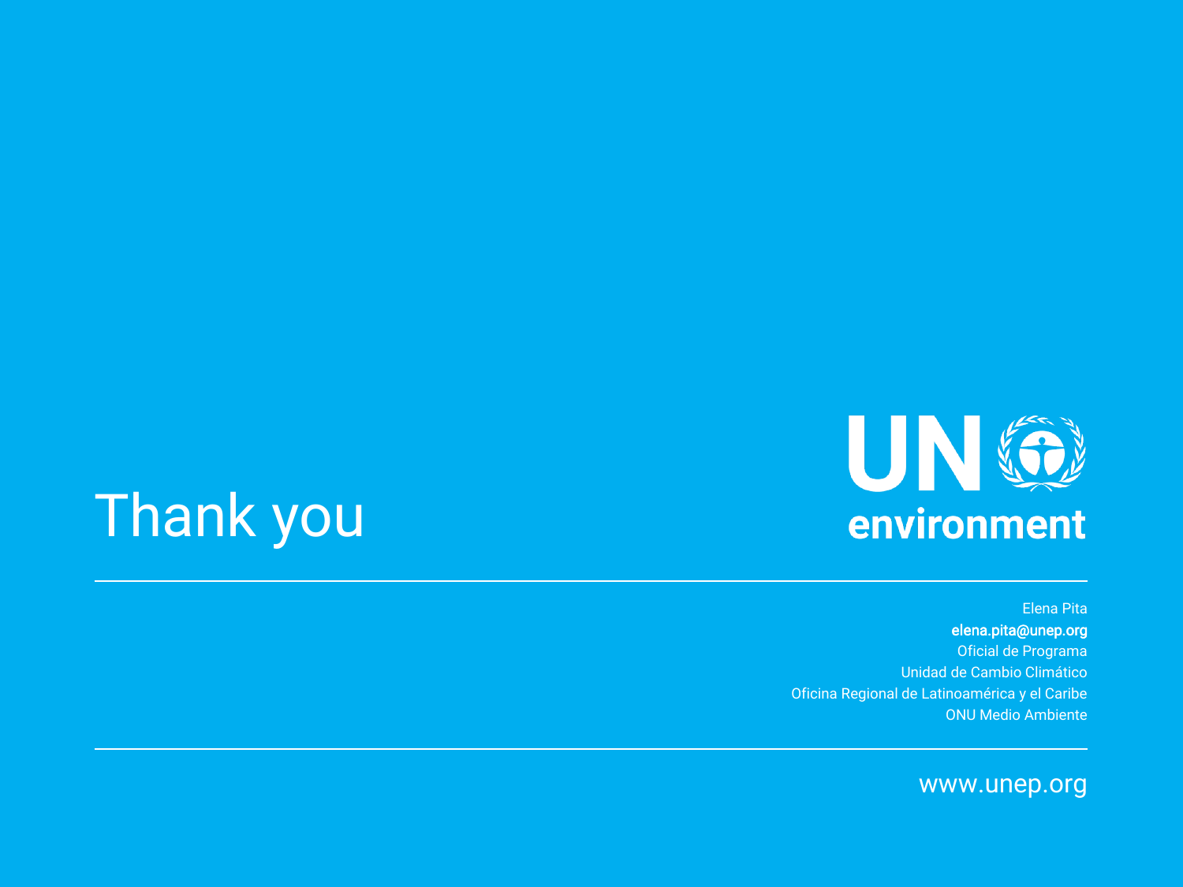# Thank you

UN environment

Elena Pita
elena.pita@unep.org
Oficial de Programa
Unidad de Cambio Climático
Oficina Regional de Latinoamérica y el Caribe
ONU Medio Ambiente

www.unep.org